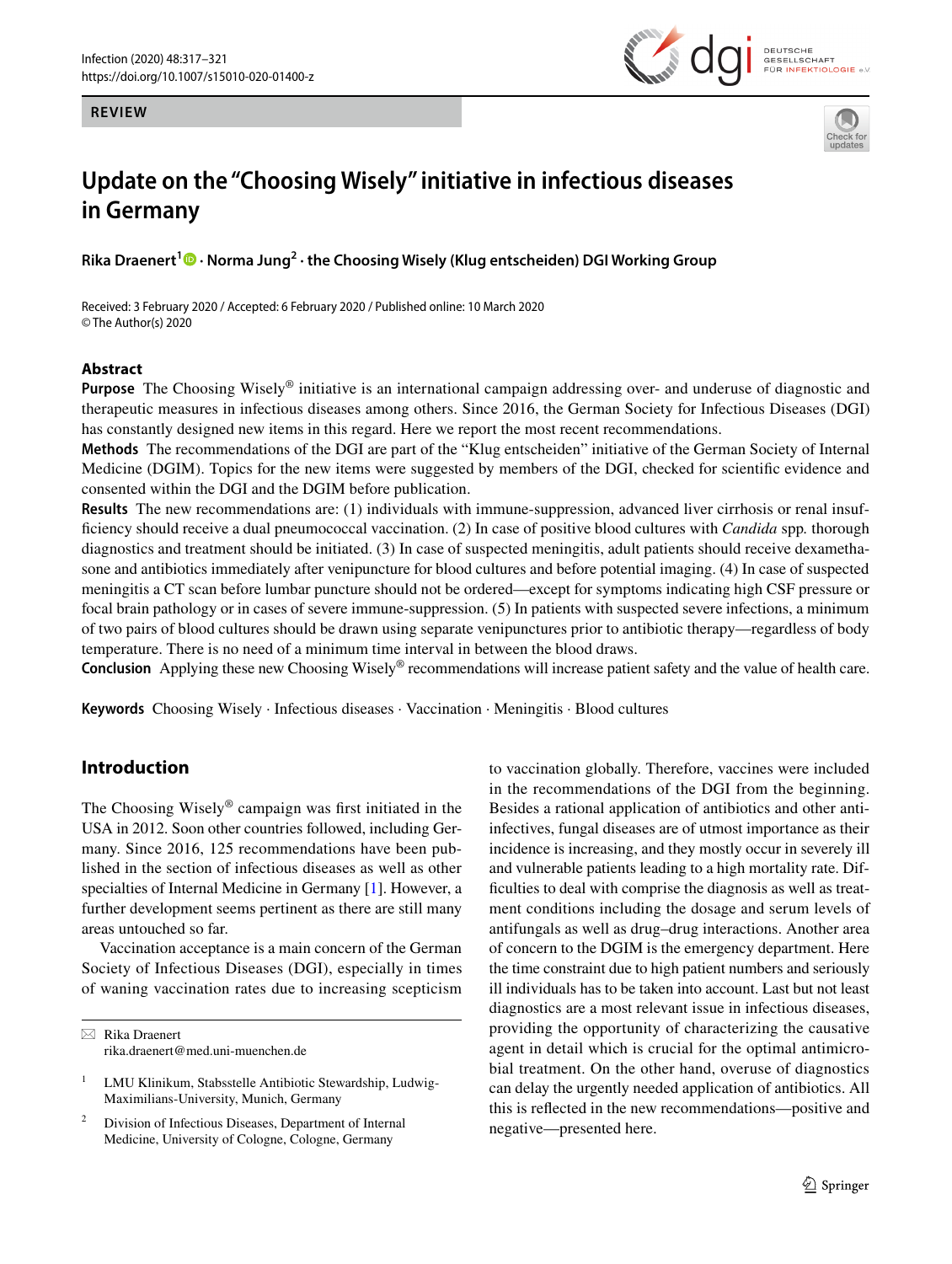**REVIEW**

# Update on the "Choosing Wisely" initiative in infectious diseases in Germany

**Rika Draenert[1] · Norma Jung[2] · the Choosing Wisely (Klug entscheiden) DGI Working Group**

Received: 3 February 2020 / Accepted: 6 February 2020 / Published online: 10 March 2020
© The Author(s) 2020

## Abstract

**Purpose** The Choosing Wisely® initiative is an international campaign addressing over- and underuse of diagnostic and therapeutic measures in infectious diseases among others. Since 2016, the German Society for Infectious Diseases (DGI) has constantly designed new items in this regard. Here we report the most recent recommendations.

**Methods** The recommendations of the DGI are part of the "Klug entscheiden" initiative of the German Society of Internal Medicine (DGIM). Topics for the new items were suggested by members of the DGI, checked for scientific evidence and consented within the DGI and the DGIM before publication.

**Results** The new recommendations are: (1) individuals with immune-suppression, advanced liver cirrhosis or renal insufficiency should receive a dual pneumococcal vaccination. (2) In case of positive blood cultures with *Candida* spp. thorough diagnostics and treatment should be initiated. (3) In case of suspected meningitis, adult patients should receive dexamethasone and antibiotics immediately after venipuncture for blood cultures and before potential imaging. (4) In case of suspected meningitis a CT scan before lumbar puncture should not be ordered—except for symptoms indicating high CSF pressure or focal brain pathology or in cases of severe immune-suppression. (5) In patients with suspected severe infections, a minimum of two pairs of blood cultures should be drawn using separate venipunctures prior to antibiotic therapy—regardless of body temperature. There is no need of a minimum time interval in between the blood draws.

**Conclusion** Applying these new Choosing Wisely® recommendations will increase patient safety and the value of health care.

**Keywords** Choosing Wisely · Infectious diseases · Vaccination · Meningitis · Blood cultures

## Introduction

The Choosing Wisely® campaign was first initiated in the USA in 2012. Soon other countries followed, including Germany. Since 2016, 125 recommendations have been published in the section of infectious diseases as well as other specialties of Internal Medicine in Germany [1]. However, a further development seems pertinent as there are still many areas untouched so far.

Vaccination acceptance is a main concern of the German Society of Infectious Diseases (DGI), especially in times of waning vaccination rates due to increasing scepticism to vaccination globally. Therefore, vaccines were included in the recommendations of the DGI from the beginning. Besides a rational application of antibiotics and other anti-infectives, fungal diseases are of utmost importance as their incidence is increasing, and they mostly occur in severely ill and vulnerable patients leading to a high mortality rate. Difficulties to deal with comprise the diagnosis as well as treatment conditions including the dosage and serum levels of antifungals as well as drug–drug interactions. Another area of concern to the DGIM is the emergency department. Here the time constraint due to high patient numbers and seriously ill individuals has to be taken into account. Last but not least diagnostics are a most relevant issue in infectious diseases, providing the opportunity of characterizing the causative agent in detail which is crucial for the optimal antimicrobial treatment. On the other hand, overuse of diagnostics can delay the urgently needed application of antibiotics. All this is reflected in the new recommendations—positive and negative—presented here.

✉ Rika Draenert
rika.draenert@med.uni-muenchen.de

[1] LMU Klinikum, Stabsstelle Antibiotic Stewardship, Ludwig-Maximilians-University, Munich, Germany

[2] Division of Infectious Diseases, Department of Internal Medicine, University of Cologne, Cologne, Germany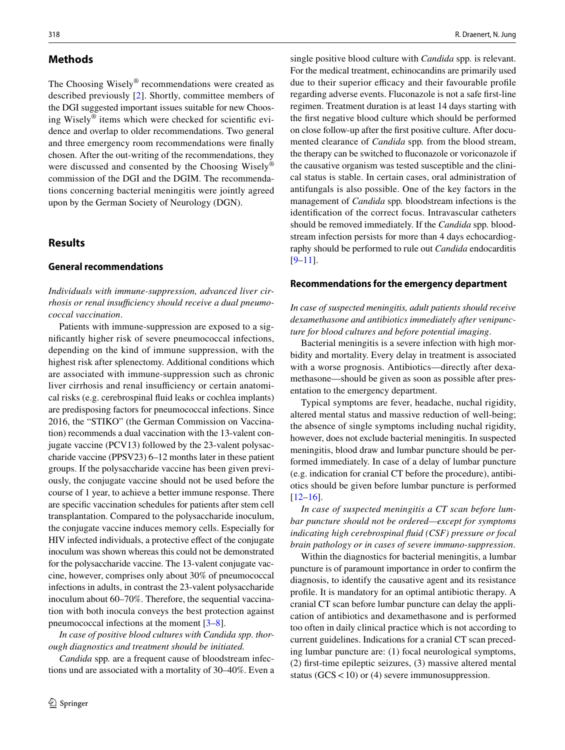## Methods

The Choosing Wisely® recommendations were created as described previously [2]. Shortly, committee members of the DGI suggested important issues suitable for new Choosing Wisely® items which were checked for scientific evidence and overlap to older recommendations. Two general and three emergency room recommendations were finally chosen. After the out-writing of the recommendations, they were discussed and consented by the Choosing Wisely® commission of the DGI and the DGIM. The recommendations concerning bacterial meningitis were jointly agreed upon by the German Society of Neurology (DGN).

## Results

### General recommendations

*Individuals with immune-suppression, advanced liver cirrhosis or renal insufficiency should receive a dual pneumococcal vaccination*.

Patients with immune-suppression are exposed to a significantly higher risk of severe pneumococcal infections, depending on the kind of immune suppression, with the highest risk after splenectomy. Additional conditions which are associated with immune-suppression such as chronic liver cirrhosis and renal insufficiency or certain anatomical risks (e.g. cerebrospinal fluid leaks or cochlea implants) are predisposing factors for pneumococcal infections. Since 2016, the "STIKO" (the German Commission on Vaccination) recommends a dual vaccination with the 13-valent conjugate vaccine (PCV13) followed by the 23-valent polysaccharide vaccine (PPSV23) 6–12 months later in these patient groups. If the polysaccharide vaccine has been given previously, the conjugate vaccine should not be used before the course of 1 year, to achieve a better immune response. There are specific vaccination schedules for patients after stem cell transplantation. Compared to the polysaccharide inoculum, the conjugate vaccine induces memory cells. Especially for HIV infected individuals, a protective effect of the conjugate inoculum was shown whereas this could not be demonstrated for the polysaccharide vaccine. The 13-valent conjugate vaccine, however, comprises only about 30% of pneumococcal infections in adults, in contrast the 23-valent polysaccharide inoculum about 60–70%. Therefore, the sequential vaccination with both inocula conveys the best protection against pneumococcal infections at the moment [3–8].

*In case of positive blood cultures with Candida spp. thorough diagnostics and treatment should be initiated.*

*Candida* spp. are a frequent cause of bloodstream infections und are associated with a mortality of 30–40%. Even a single positive blood culture with *Candida* spp. is relevant. For the medical treatment, echinocandins are primarily used due to their superior efficacy and their favourable profile regarding adverse events. Fluconazole is not a safe first-line regimen. Treatment duration is at least 14 days starting with the first negative blood culture which should be performed on close follow-up after the first positive culture. After documented clearance of *Candida* spp. from the blood stream, the therapy can be switched to fluconazole or voriconazole if the causative organism was tested susceptible and the clinical status is stable. In certain cases, oral administration of antifungals is also possible. One of the key factors in the management of *Candida* spp. bloodstream infections is the identification of the correct focus. Intravascular catheters should be removed immediately. If the *Candida* spp. bloodstream infection persists for more than 4 days echocardiography should be performed to rule out *Candida* endocarditis [9–11].

### Recommendations for the emergency department

*In case of suspected meningitis, adult patients should receive dexamethasone and antibiotics immediately after venipuncture for blood cultures and before potential imaging*.

Bacterial meningitis is a severe infection with high morbidity and mortality. Every delay in treatment is associated with a worse prognosis. Antibiotics—directly after dexamethasone—should be given as soon as possible after presentation to the emergency department.

Typical symptoms are fever, headache, nuchal rigidity, altered mental status and massive reduction of well-being; the absence of single symptoms including nuchal rigidity, however, does not exclude bacterial meningitis. In suspected meningitis, blood draw and lumbar puncture should be performed immediately. In case of a delay of lumbar puncture (e.g. indication for cranial CT before the procedure), antibiotics should be given before lumbar puncture is performed [12–16].

*In case of suspected meningitis a CT scan before lumbar puncture should not be ordered—except for symptoms indicating high cerebrospinal fluid (CSF) pressure or focal brain pathology or in cases of severe immuno-suppression*.

Within the diagnostics for bacterial meningitis, a lumbar puncture is of paramount importance in order to confirm the diagnosis, to identify the causative agent and its resistance profile. It is mandatory for an optimal antibiotic therapy. A cranial CT scan before lumbar puncture can delay the application of antibiotics and dexamethasone and is performed too often in daily clinical practice which is not according to current guidelines. Indications for a cranial CT scan preceding lumbar puncture are: (1) focal neurological symptoms, (2) first-time epileptic seizures, (3) massive altered mental status (GCS < 10) or (4) severe immunosuppression.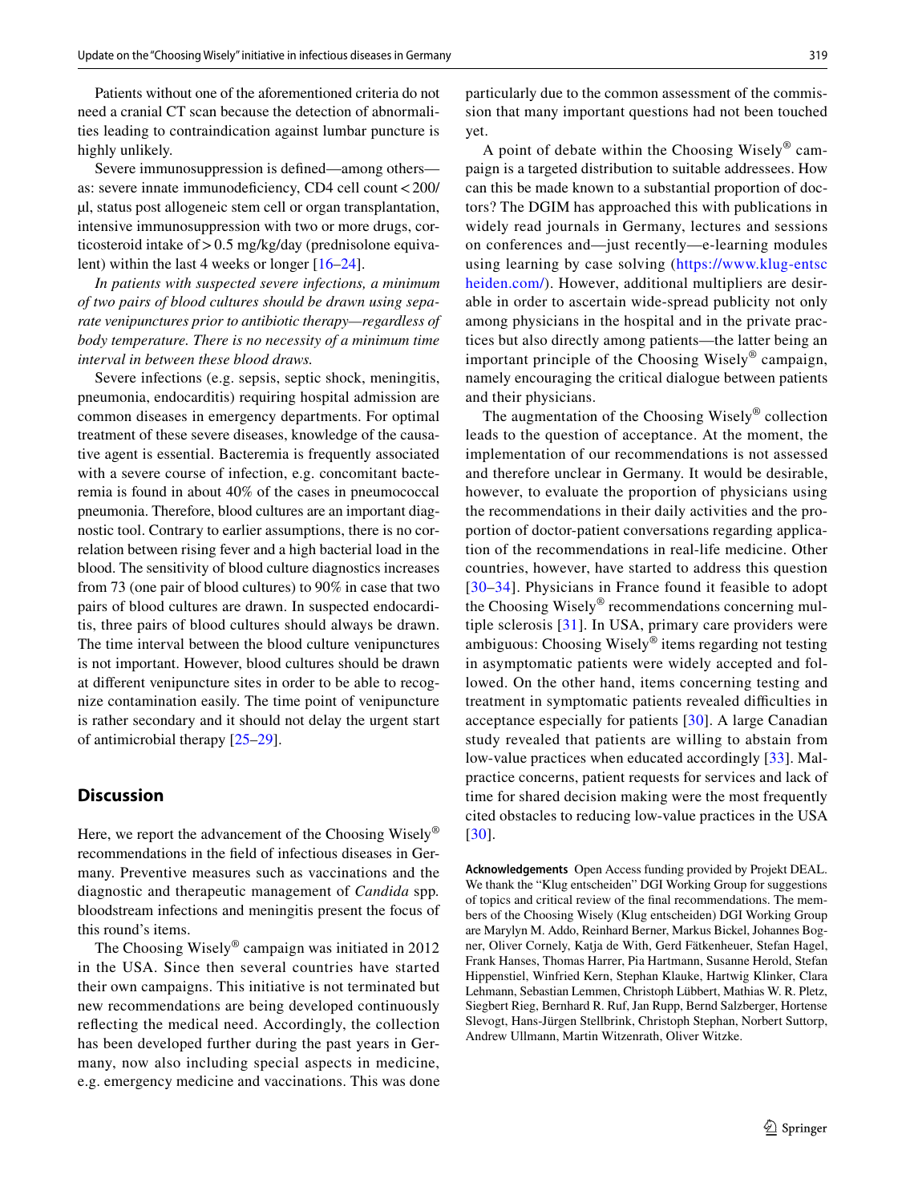Patients without one of the aforementioned criteria do not need a cranial CT scan because the detection of abnormalities leading to contraindication against lumbar puncture is highly unlikely.

Severe immunosuppression is defined—among others—as: severe innate immunodeficiency, CD4 cell count < 200/µl, status post allogeneic stem cell or organ transplantation, intensive immunosuppression with two or more drugs, corticosteroid intake of > 0.5 mg/kg/day (prednisolone equivalent) within the last 4 weeks or longer [16–24].

*In patients with suspected severe infections, a minimum of two pairs of blood cultures should be drawn using separate venipunctures prior to antibiotic therapy—regardless of body temperature. There is no necessity of a minimum time interval in between these blood draws.*

Severe infections (e.g. sepsis, septic shock, meningitis, pneumonia, endocarditis) requiring hospital admission are common diseases in emergency departments. For optimal treatment of these severe diseases, knowledge of the causative agent is essential. Bacteremia is frequently associated with a severe course of infection, e.g. concomitant bacteremia is found in about 40% of the cases in pneumococcal pneumonia. Therefore, blood cultures are an important diagnostic tool. Contrary to earlier assumptions, there is no correlation between rising fever and a high bacterial load in the blood. The sensitivity of blood culture diagnostics increases from 73 (one pair of blood cultures) to 90% in case that two pairs of blood cultures are drawn. In suspected endocarditis, three pairs of blood cultures should always be drawn. The time interval between the blood culture venipunctures is not important. However, blood cultures should be drawn at different venipuncture sites in order to be able to recognize contamination easily. The time point of venipuncture is rather secondary and it should not delay the urgent start of antimicrobial therapy [25–29].

## Discussion

Here, we report the advancement of the Choosing Wisely® recommendations in the field of infectious diseases in Germany. Preventive measures such as vaccinations and the diagnostic and therapeutic management of *Candida* spp. bloodstream infections and meningitis present the focus of this round's items.

The Choosing Wisely® campaign was initiated in 2012 in the USA. Since then several countries have started their own campaigns. This initiative is not terminated but new recommendations are being developed continuously reflecting the medical need. Accordingly, the collection has been developed further during the past years in Germany, now also including special aspects in medicine, e.g. emergency medicine and vaccinations. This was done particularly due to the common assessment of the commission that many important questions had not been touched yet.

A point of debate within the Choosing Wisely® campaign is a targeted distribution to suitable addressees. How can this be made known to a substantial proportion of doctors? The DGIM has approached this with publications in widely read journals in Germany, lectures and sessions on conferences and—just recently—e-learning modules using learning by case solving (https://www.klug-entscheiden.com/). However, additional multipliers are desirable in order to ascertain wide-spread publicity not only among physicians in the hospital and in the private practices but also directly among patients—the latter being an important principle of the Choosing Wisely® campaign, namely encouraging the critical dialogue between patients and their physicians.

The augmentation of the Choosing Wisely® collection leads to the question of acceptance. At the moment, the implementation of our recommendations is not assessed and therefore unclear in Germany. It would be desirable, however, to evaluate the proportion of physicians using the recommendations in their daily activities and the proportion of doctor-patient conversations regarding application of the recommendations in real-life medicine. Other countries, however, have started to address this question [30–34]. Physicians in France found it feasible to adopt the Choosing Wisely® recommendations concerning multiple sclerosis [31]. In USA, primary care providers were ambiguous: Choosing Wisely® items regarding not testing in asymptomatic patients were widely accepted and followed. On the other hand, items concerning testing and treatment in symptomatic patients revealed difficulties in acceptance especially for patients [30]. A large Canadian study revealed that patients are willing to abstain from low-value practices when educated accordingly [33]. Malpractice concerns, patient requests for services and lack of time for shared decision making were the most frequently cited obstacles to reducing low-value practices in the USA [30].

**Acknowledgements** Open Access funding provided by Projekt DEAL. We thank the "Klug entscheiden" DGI Working Group for suggestions of topics and critical review of the final recommendations. The members of the Choosing Wisely (Klug entscheiden) DGI Working Group are Marylyn M. Addo, Reinhard Berner, Markus Bickel, Johannes Bogner, Oliver Cornely, Katja de With, Gerd Fätkenheuer, Stefan Hagel, Frank Hanses, Thomas Harrer, Pia Hartmann, Susanne Herold, Stefan Hippenstiel, Winfried Kern, Stephan Klauke, Hartwig Klinker, Clara Lehmann, Sebastian Lemmen, Christoph Lübbert, Mathias W. R. Pletz, Siegbert Rieg, Bernhard R. Ruf, Jan Rupp, Bernd Salzberger, Hortense Slevogt, Hans-Jürgen Stellbrink, Christoph Stephan, Norbert Suttorp, Andrew Ullmann, Martin Witzenrath, Oliver Witzke.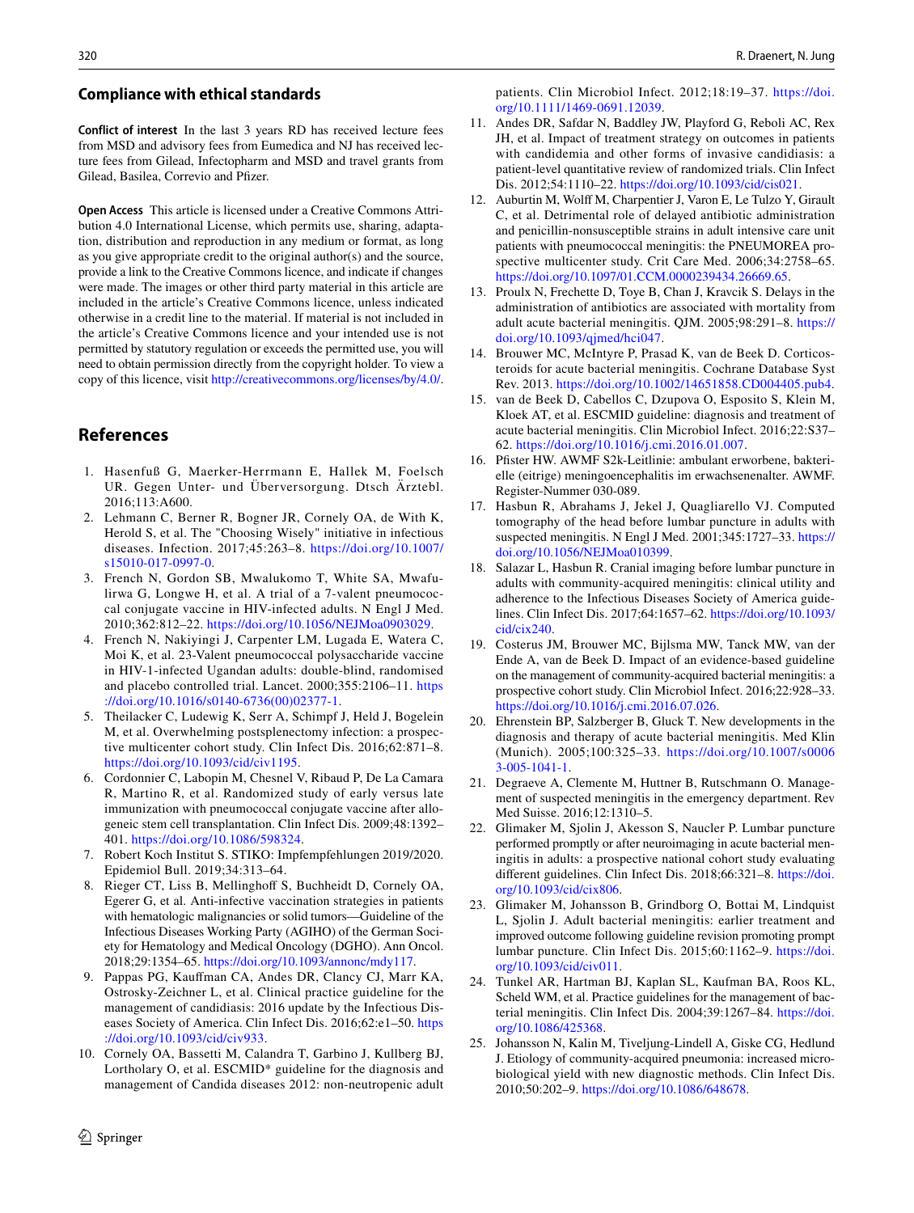## Compliance with ethical standards

**Conflict of interest** In the last 3 years RD has received lecture fees from MSD and advisory fees from Eumedica and NJ has received lecture fees from Gilead, Infectopharm and MSD and travel grants from Gilead, Basilea, Correvio and Pfizer.

**Open Access** This article is licensed under a Creative Commons Attribution 4.0 International License, which permits use, sharing, adaptation, distribution and reproduction in any medium or format, as long as you give appropriate credit to the original author(s) and the source, provide a link to the Creative Commons licence, and indicate if changes were made. The images or other third party material in this article are included in the article's Creative Commons licence, unless indicated otherwise in a credit line to the material. If material is not included in the article's Creative Commons licence and your intended use is not permitted by statutory regulation or exceeds the permitted use, you will need to obtain permission directly from the copyright holder. To view a copy of this licence, visit http://creativecommons.org/licenses/by/4.0/.

## References

1. Hasenfuß G, Maerker-Herrmann E, Hallek M, Foelsch UR. Gegen Unter- und Überversorgung. Dtsch Ärztebl. 2016;113:A600.
2. Lehmann C, Berner R, Bogner JR, Cornely OA, de With K, Herold S, et al. The "Choosing Wisely" initiative in infectious diseases. Infection. 2017;45:263–8. https://doi.org/10.1007/s15010-017-0997-0.
3. French N, Gordon SB, Mwalukomo T, White SA, Mwafulirwa G, Longwe H, et al. A trial of a 7-valent pneumococcal conjugate vaccine in HIV-infected adults. N Engl J Med. 2010;362:812–22. https://doi.org/10.1056/NEJMoa0903029.
4. French N, Nakiyingi J, Carpenter LM, Lugada E, Watera C, Moi K, et al. 23-Valent pneumococcal polysaccharide vaccine in HIV-1-infected Ugandan adults: double-blind, randomised and placebo controlled trial. Lancet. 2000;355:2106–11. https://doi.org/10.1016/s0140-6736(00)02377-1.
5. Theilacker C, Ludewig K, Serr A, Schimpf J, Held J, Bogelein M, et al. Overwhelming postsplenectomy infection: a prospective multicenter cohort study. Clin Infect Dis. 2016;62:871–8. https://doi.org/10.1093/cid/civ1195.
6. Cordonnier C, Labopin M, Chesnel V, Ribaud P, De La Camara R, Martino R, et al. Randomized study of early versus late immunization with pneumococcal conjugate vaccine after allogeneic stem cell transplantation. Clin Infect Dis. 2009;48:1392–401. https://doi.org/10.1086/598324.
7. Robert Koch Institut S. STIKO: Impfempfehlungen 2019/2020. Epidemiol Bull. 2019;34:313–64.
8. Rieger CT, Liss B, Mellinghoff S, Buchheidt D, Cornely OA, Egerer G, et al. Anti-infective vaccination strategies in patients with hematologic malignancies or solid tumors—Guideline of the Infectious Diseases Working Party (AGIHO) of the German Society for Hematology and Medical Oncology (DGHO). Ann Oncol. 2018;29:1354–65. https://doi.org/10.1093/annonc/mdy117.
9. Pappas PG, Kauffman CA, Andes DR, Clancy CJ, Marr KA, Ostrosky-Zeichner L, et al. Clinical practice guideline for the management of candidiasis: 2016 update by the Infectious Diseases Society of America. Clin Infect Dis. 2016;62:e1–50. https://doi.org/10.1093/cid/civ933.
10. Cornely OA, Bassetti M, Calandra T, Garbino J, Kullberg BJ, Lortholary O, et al. ESCMID* guideline for the diagnosis and management of Candida diseases 2012: non-neutropenic adult patients. Clin Microbiol Infect. 2012;18:19–37. https://doi.org/10.1111/1469-0691.12039.
11. Andes DR, Safdar N, Baddley JW, Playford G, Reboli AC, Rex JH, et al. Impact of treatment strategy on outcomes in patients with candidemia and other forms of invasive candidiasis: a patient-level quantitative review of randomized trials. Clin Infect Dis. 2012;54:1110–22. https://doi.org/10.1093/cid/cis021.
12. Auburtin M, Wolff M, Charpentier J, Varon E, Le Tulzo Y, Girault C, et al. Detrimental role of delayed antibiotic administration and penicillin-nonsusceptible strains in adult intensive care unit patients with pneumococcal meningitis: the PNEUMOREA prospective multicenter study. Crit Care Med. 2006;34:2758–65. https://doi.org/10.1097/01.CCM.0000239434.26669.65.
13. Proulx N, Frechette D, Toye B, Chan J, Kravcik S. Delays in the administration of antibiotics are associated with mortality from adult acute bacterial meningitis. QJM. 2005;98:291–8. https://doi.org/10.1093/qjmed/hci047.
14. Brouwer MC, McIntyre P, Prasad K, van de Beek D. Corticosteroids for acute bacterial meningitis. Cochrane Database Syst Rev. 2013. https://doi.org/10.1002/14651858.CD004405.pub4.
15. van de Beek D, Cabellos C, Dzupova O, Esposito S, Klein M, Kloek AT, et al. ESCMID guideline: diagnosis and treatment of acute bacterial meningitis. Clin Microbiol Infect. 2016;22:S37–62. https://doi.org/10.1016/j.cmi.2016.01.007.
16. Pfister HW. AWMF S2k-Leitlinie: ambulant erworbene, bakterielle (eitrige) meningoencephalitis im erwachsenenalter. AWMF. Register-Nummer 030-089.
17. Hasbun R, Abrahams J, Jekel J, Quagliarello VJ. Computed tomography of the head before lumbar puncture in adults with suspected meningitis. N Engl J Med. 2001;345:1727–33. https://doi.org/10.1056/NEJMoa010399.
18. Salazar L, Hasbun R. Cranial imaging before lumbar puncture in adults with community-acquired meningitis: clinical utility and adherence to the Infectious Diseases Society of America guidelines. Clin Infect Dis. 2017;64:1657–62. https://doi.org/10.1093/cid/cix240.
19. Costerus JM, Brouwer MC, Bijlsma MW, Tanck MW, van der Ende A, van de Beek D. Impact of an evidence-based guideline on the management of community-acquired bacterial meningitis: a prospective cohort study. Clin Microbiol Infect. 2016;22:928–33. https://doi.org/10.1016/j.cmi.2016.07.026.
20. Ehrenstein BP, Salzberger B, Gluck T. New developments in the diagnosis and therapy of acute bacterial meningitis. Med Klin (Munich). 2005;100:325–33. https://doi.org/10.1007/s00063-005-1041-1.
21. Degraeve A, Clemente M, Huttner B, Rutschmann O. Management of suspected meningitis in the emergency department. Rev Med Suisse. 2016;12:1310–5.
22. Glimaker M, Sjolin J, Akesson S, Naucler P. Lumbar puncture performed promptly or after neuroimaging in acute bacterial meningitis in adults: a prospective national cohort study evaluating different guidelines. Clin Infect Dis. 2018;66:321–8. https://doi.org/10.1093/cid/cix806.
23. Glimaker M, Johansson B, Grindborg O, Bottai M, Lindquist L, Sjolin J. Adult bacterial meningitis: earlier treatment and improved outcome following guideline revision promoting prompt lumbar puncture. Clin Infect Dis. 2015;60:1162–9. https://doi.org/10.1093/cid/civ011.
24. Tunkel AR, Hartman BJ, Kaplan SL, Kaufman BA, Roos KL, Scheld WM, et al. Practice guidelines for the management of bacterial meningitis. Clin Infect Dis. 2004;39:1267–84. https://doi.org/10.1086/425368.
25. Johansson N, Kalin M, Tiveljung-Lindell A, Giske CG, Hedlund J. Etiology of community-acquired pneumonia: increased microbiological yield with new diagnostic methods. Clin Infect Dis. 2010;50:202–9. https://doi.org/10.1086/648678.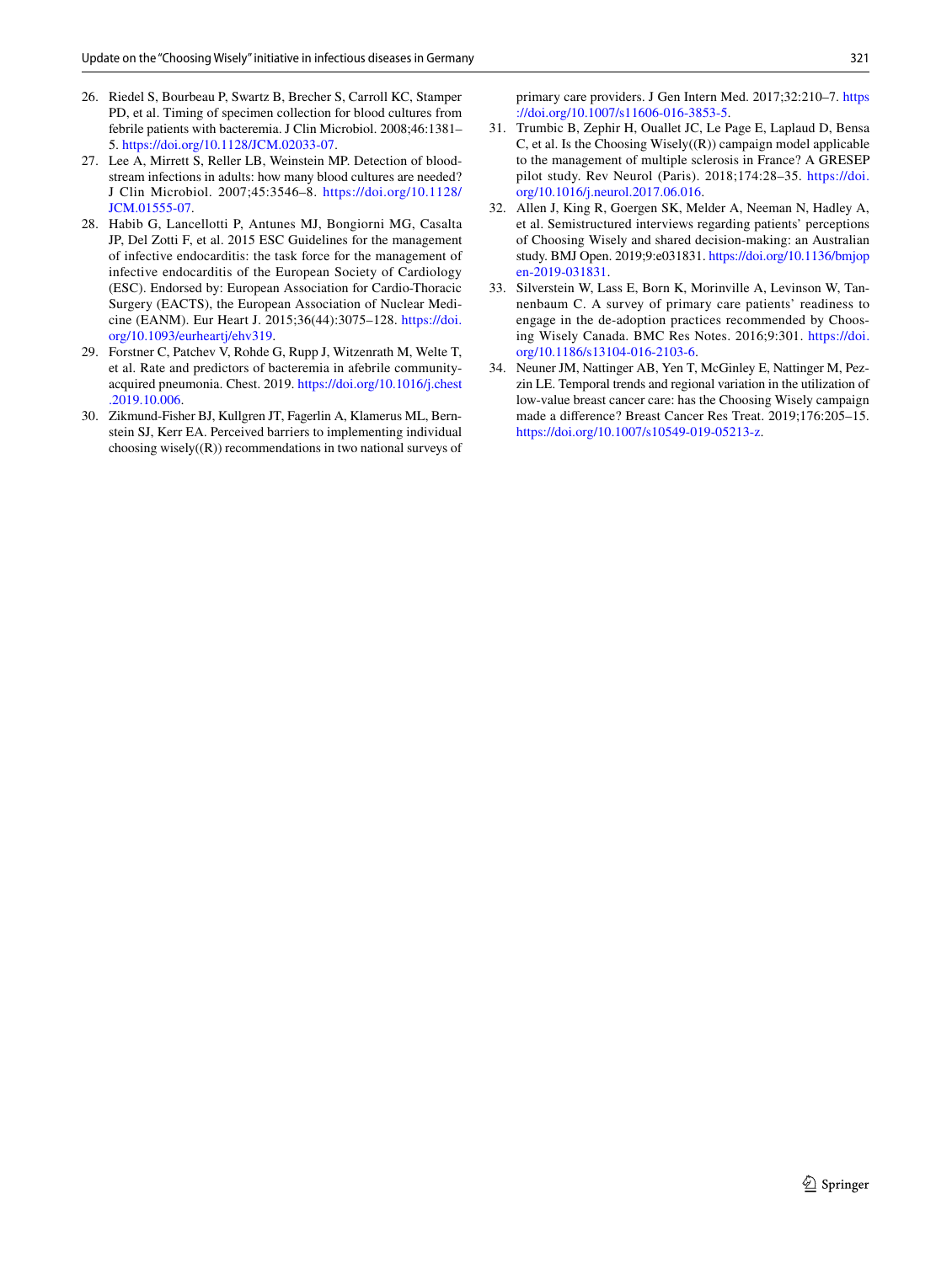26. Riedel S, Bourbeau P, Swartz B, Brecher S, Carroll KC, Stamper PD, et al. Timing of specimen collection for blood cultures from febrile patients with bacteremia. J Clin Microbiol. 2008;46:1381–5. https://doi.org/10.1128/JCM.02033-07.
27. Lee A, Mirrett S, Reller LB, Weinstein MP. Detection of bloodstream infections in adults: how many blood cultures are needed? J Clin Microbiol. 2007;45:3546–8. https://doi.org/10.1128/JCM.01555-07.
28. Habib G, Lancellotti P, Antunes MJ, Bongiorni MG, Casalta JP, Del Zotti F, et al. 2015 ESC Guidelines for the management of infective endocarditis: the task force for the management of infective endocarditis of the European Society of Cardiology (ESC). Endorsed by: European Association for Cardio-Thoracic Surgery (EACTS), the European Association of Nuclear Medicine (EANM). Eur Heart J. 2015;36(44):3075–128. https://doi.org/10.1093/eurheartj/ehv319.
29. Forstner C, Patchev V, Rohde G, Rupp J, Witzenrath M, Welte T, et al. Rate and predictors of bacteremia in afebrile community-acquired pneumonia. Chest. 2019. https://doi.org/10.1016/j.chest.2019.10.006.
30. Zikmund-Fisher BJ, Kullgren JT, Fagerlin A, Klamerus ML, Bernstein SJ, Kerr EA. Perceived barriers to implementing individual choosing wisely((R)) recommendations in two national surveys of primary care providers. J Gen Intern Med. 2017;32:210–7. https://doi.org/10.1007/s11606-016-3853-5.
31. Trumbic B, Zephir H, Ouallet JC, Le Page E, Laplaud D, Bensa C, et al. Is the Choosing Wisely((R)) campaign model applicable to the management of multiple sclerosis in France? A GRESEP pilot study. Rev Neurol (Paris). 2018;174:28–35. https://doi.org/10.1016/j.neurol.2017.06.016.
32. Allen J, King R, Goergen SK, Melder A, Neeman N, Hadley A, et al. Semistructured interviews regarding patients' perceptions of Choosing Wisely and shared decision-making: an Australian study. BMJ Open. 2019;9:e031831. https://doi.org/10.1136/bmjopen-2019-031831.
33. Silverstein W, Lass E, Born K, Morinville A, Levinson W, Tannenbaum C. A survey of primary care patients' readiness to engage in the de-adoption practices recommended by Choosing Wisely Canada. BMC Res Notes. 2016;9:301. https://doi.org/10.1186/s13104-016-2103-6.
34. Neuner JM, Nattinger AB, Yen T, McGinley E, Nattinger M, Pezzin LE. Temporal trends and regional variation in the utilization of low-value breast cancer care: has the Choosing Wisely campaign made a difference? Breast Cancer Res Treat. 2019;176:205–15. https://doi.org/10.1007/s10549-019-05213-z.